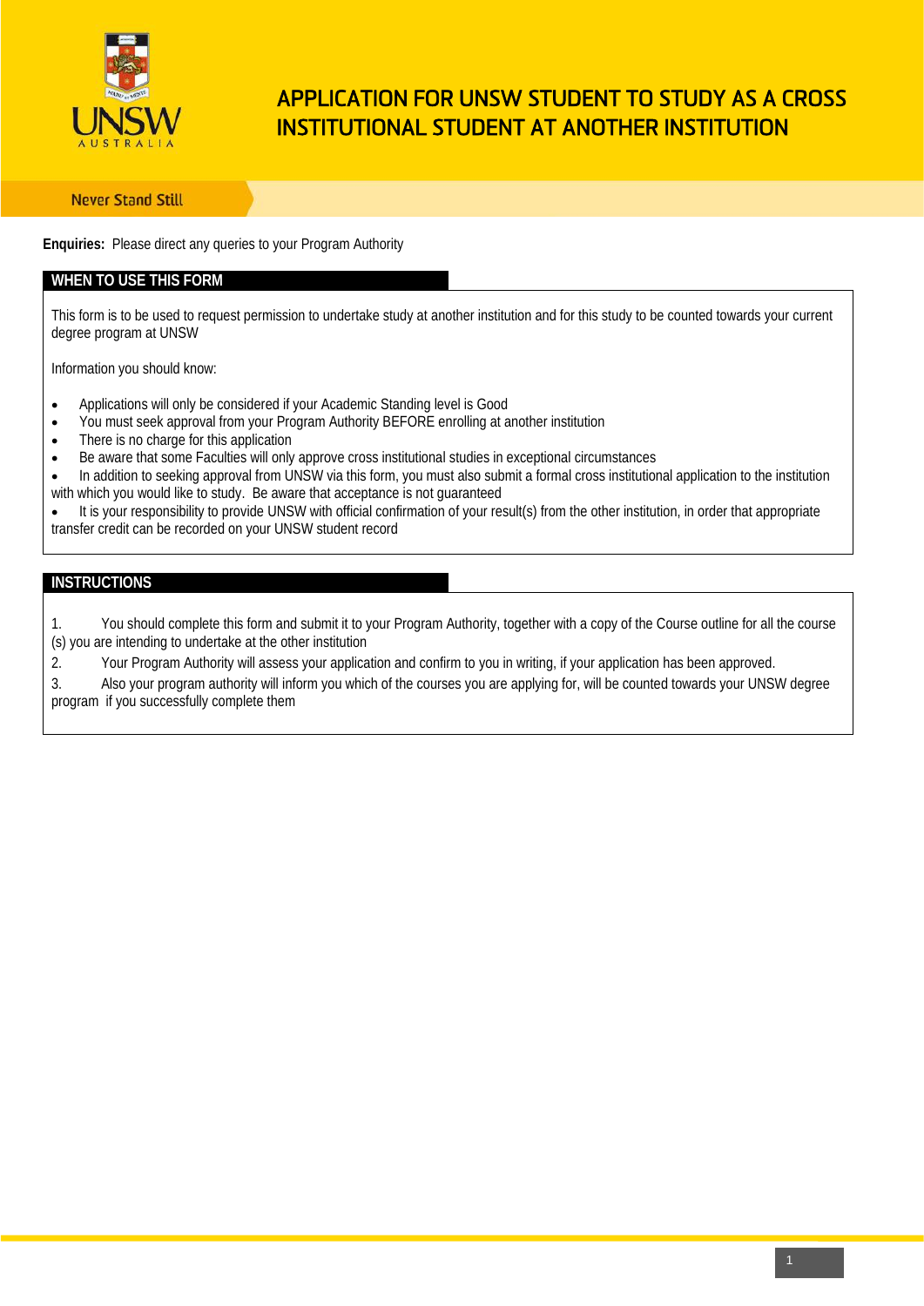# APPLICATION FOR UNSW STUDENT TO STUDY AS A CROSS INSTITUTIONAL STUDENT AT ANOTHER INSTITUTION

Never Stand Still

**Enquiries:** Please direct any queries to your Program Authority

## WHEN TO USE THIS FORM

This form is to be used to request permission to undertake study at another institution and for this study to be counted towards your current degree program at UNSW

Information you should know:

- Applications will only be considered if your Academic Standing level is Good
- You must seek approval from your Program Authority BEFORE enrolling at another institution
- There is no charge for this application
- Be aware that some Faculties will only approve cross institutional studies in exceptional circumstances
- In addition to seeking approval from UNSW via this form, you must also submit a formal cross institutional application to the institution with which you would like to study. Be aware that acceptance is not guaranteed
- It is your responsibility to provide UNSW with official confirmation of your result(s) from the other institution, in order that appropriate transfer credit can be recorded on your UNSW student record

## INSTRUCTIONS

1. You should complete this form and submit it to your Program Authority, together with a copy of the Course outline for all the course (s) you are intending to undertake at the other institution
2. Your Program Authority will assess your application and confirm to you in writing, if your application has been approved.
3. Also your program authority will inform you which of the courses you are applying for, will be counted towards your UNSW degree program if you successfully complete them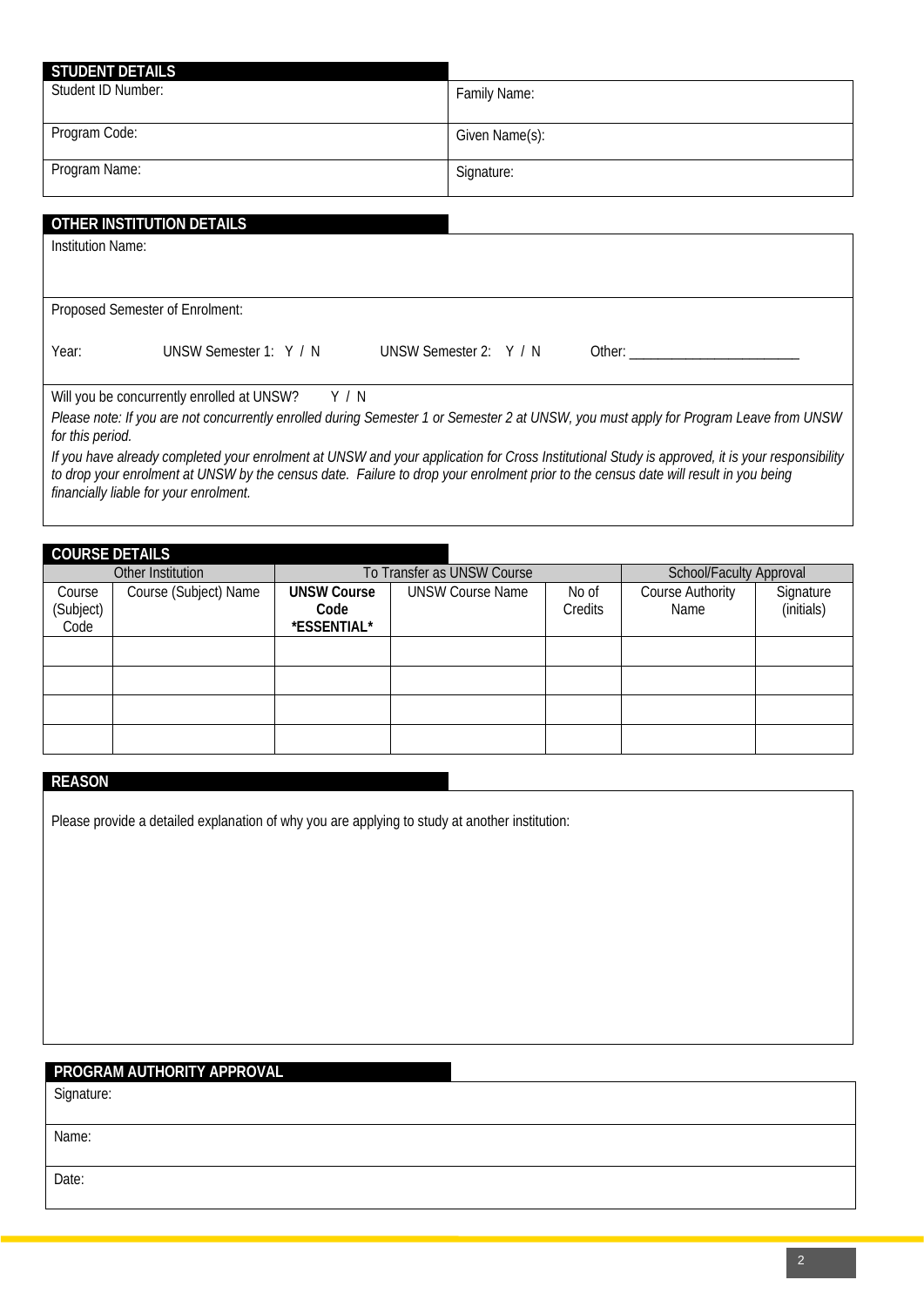## STUDENT DETAILS

| | |
|---|---|
| Student ID Number: | Family Name: |
| Program Code: | Given Name(s): |
| Program Name: | Signature: |

## OTHER INSTITUTION DETAILS

Institution Name:

Proposed Semester of Enrolment:

Year: UNSW Semester 1: Y / N UNSW Semester 2: Y / N Other: ________________________

Will you be concurrently enrolled at UNSW? Y / N

*Please note: If you are not concurrently enrolled during Semester 1 or Semester 2 at UNSW, you must apply for Program Leave from UNSW for this period.*

*If you have already completed your enrolment at UNSW and your application for Cross Institutional Study is approved, it is your responsibility to drop your enrolment at UNSW by the census date. Failure to drop your enrolment prior to the census date will result in you being financially liable for your enrolment.*

## COURSE DETAILS

| Other Institution | | To Transfer as UNSW Course | | | School/Faculty Approval | |
|---|---|---|---|---|---|---|
| Course (Subject) Code | Course (Subject) Name | **UNSW Course Code *ESSENTIAL*** | UNSW Course Name | No of Credits | Course Authority Name | Signature (initials) |
| | | | | | | |
| | | | | | | |
| | | | | | | |
| | | | | | | |

## REASON

Please provide a detailed explanation of why you are applying to study at another institution:

## PROGRAM AUTHORITY APPROVAL

Signature:

Name:

Date: